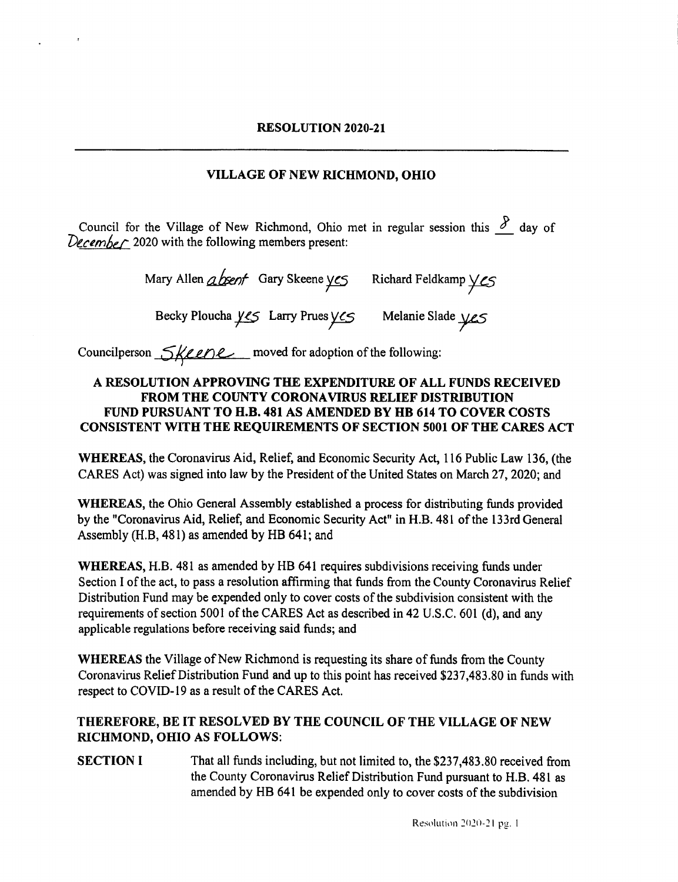# RESOLUTION 2020-21

## VILLAGE OF NEW RICHMOND, OHIO

Council for the Village of New Richmond, Ohio met in regular session this 8 day of December 2020 with the following members present:

Mary Allen absent Gary Skeene yes Richard Feldkamp yes

Becky Ploucha yes Larry Prues yes Melanie Slade yes

Councilperson Skeene moved for adoption of the following:

**A RESOLUTION APPROVING THE EXPENDITURE OF ALL FUNDS RECEIVED FROM THE COUNTY CORONAVIRUS RELIEF DISTRIBUTION FUND PURSUANT TO H.B. 481 AS AMENDED BY HB 614 TO COVER COSTS CONSISTENT WITH THE REQUIREMENTS OF SECTION 5001 OF THE CARES ACT**

**WHEREAS**, the Coronavirus Aid, Relief, and Economic Security Act, 116 Public Law 136, (the CARES Act) was signed into law by the President of the United States on March 27, 2020; and

**WHEREAS**, the Ohio General Assembly established a process for distributing funds provided by the "Coronavirus Aid, Relief, and Economic Security Act" in H.B. 481 of the 133rd General Assembly (H.B, 481) as amended by HB 641; and

**WHEREAS**, H.B. 481 as amended by HB 641 requires subdivisions receiving funds under Section I of the act, to pass a resolution affirming that funds from the County Coronavirus Relief Distribution Fund may be expended only to cover costs of the subdivision consistent with the requirements of section 5001 of the CARES Act as described in 42 U.S.C. 601 (d), and any applicable regulations before receiving said funds; and

**WHEREAS** the Village of New Richmond is requesting its share of funds from the County Coronavirus Relief Distribution Fund and up to this point has received $237,483.80 in funds with respect to COVID-19 as a result of the CARES Act.

**THEREFORE, BE IT RESOLVED BY THE COUNCIL OF THE VILLAGE OF NEW RICHMOND, OHIO AS FOLLOWS:**

**SECTION I** That all funds including, but not limited to, the $237,483.80 received from the County Coronavirus Relief Distribution Fund pursuant to H.B. 481 as amended by HB 641 be expended only to cover costs of the subdivision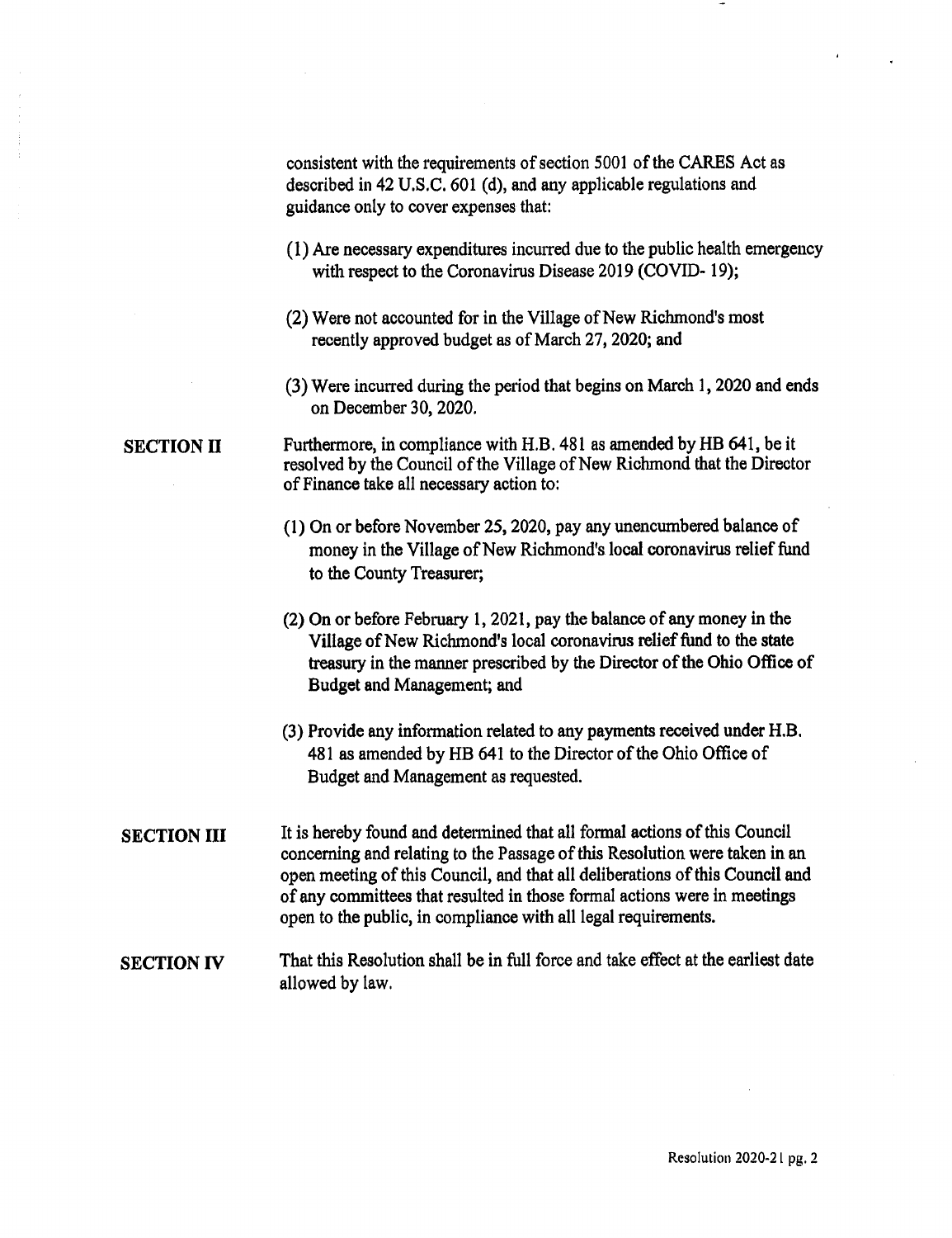consistent with the requirements of section 5001 of the CARES Act as described in 42 U.S.C. 601 (d), and any applicable regulations and guidance only to cover expenses that:

(1) Are necessary expenditures incurred due to the public health emergency with respect to the Coronavirus Disease 2019 (COVID- 19);

(2) Were not accounted for in the Village of New Richmond's most recently approved budget as of March 27, 2020; and

(3) Were incurred during the period that begins on March 1, 2020 and ends on December 30, 2020.

**SECTION II** Furthermore, in compliance with H.B. 481 as amended by HB 641, be it resolved by the Council of the Village of New Richmond that the Director of Finance take all necessary action to:

(1) On or before November 25, 2020, pay any unencumbered balance of money in the Village of New Richmond's local coronavirus relief fund to the County Treasurer;

(2) On or before February 1, 2021, pay the balance of any money in the Village of New Richmond's local coronavirus relief fund to the state treasury in the manner prescribed by the Director of the Ohio Office of Budget and Management; and

(3) Provide any information related to any payments received under H.B. 481 as amended by HB 641 to the Director of the Ohio Office of Budget and Management as requested.

**SECTION III** It is hereby found and determined that all formal actions of this Council concerning and relating to the Passage of this Resolution were taken in an open meeting of this Council, and that all deliberations of this Council and of any committees that resulted in those formal actions were in meetings open to the public, in compliance with all legal requirements.

**SECTION IV** That this Resolution shall be in full force and take effect at the earliest date allowed by law.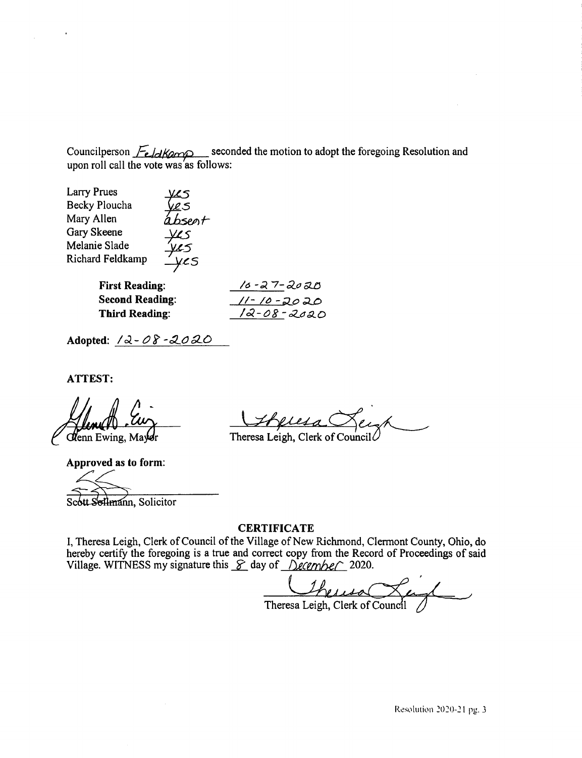Councilperson Feldkamp seconded the motion to adopt the foregoing Resolution and upon roll call the vote was as follows:

| | |
|---|---|
| Larry Prues | yes |
| Becky Ploucha | yes |
| Mary Allen | absent |
| Gary Skeene | yes |
| Melanie Slade | yes |
| Richard Feldkamp | yes |

| | |
|---|---|
| **First Reading:** | 10-27-2020 |
| **Second Reading:** | 11-10-2020 |
| **Third Reading:** | 12-08-2020 |

**Adopted:** 12-08-2020

**ATTEST:**

Glenn Ewing, Mayor

Theresa Leigh, Clerk of Council

**Approved as to form:**

Scott Sollmann, Solicitor

## CERTIFICATE

I, Theresa Leigh, Clerk of Council of the Village of New Richmond, Clermont County, Ohio, do hereby certify the foregoing is a true and correct copy from the Record of Proceedings of said Village. WITNESS my signature this 8 day of December 2020.

Theresa Leigh, Clerk of Council

Resolution 2020-21 pg. 3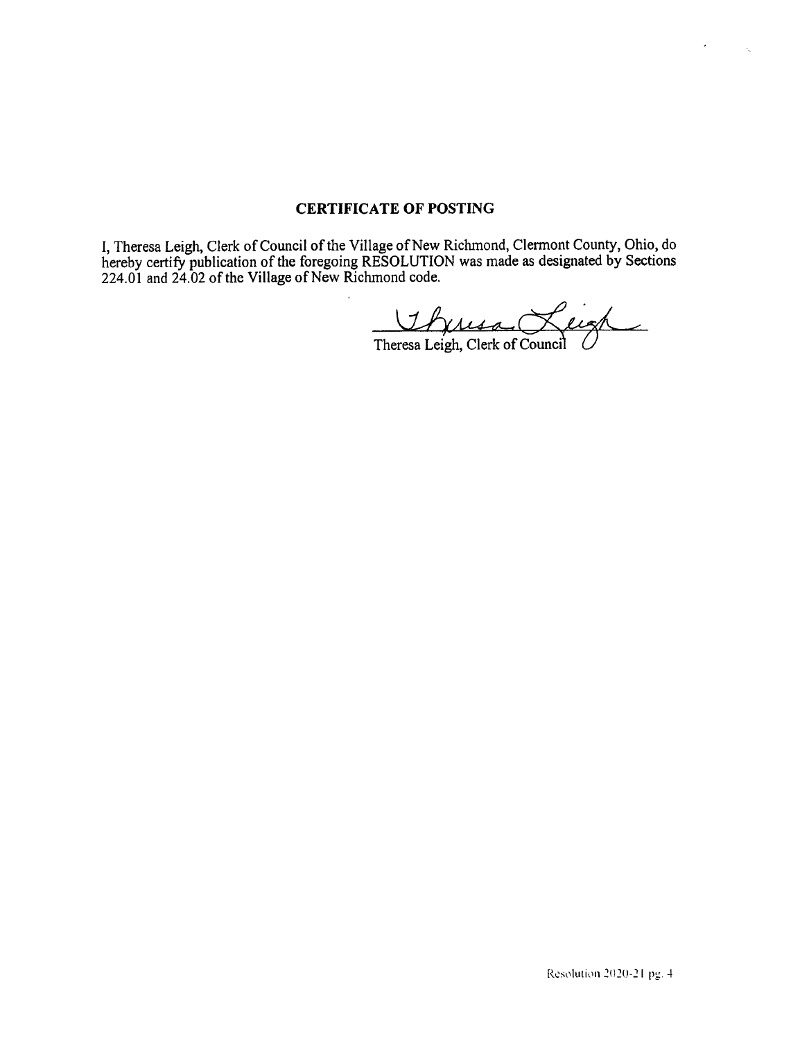## CERTIFICATE OF POSTING

I, Theresa Leigh, Clerk of Council of the Village of New Richmond, Clermont County, Ohio, do hereby certify publication of the foregoing RESOLUTION was made as designated by Sections 224.01 and 24.02 of the Village of New Richmond code.

Theresa Leigh, Clerk of Council